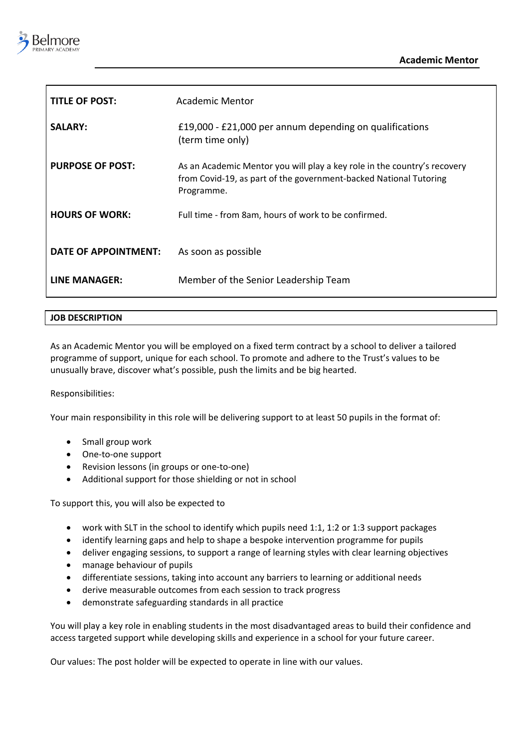# Academic Mentor

| | |
|---|---|
| **TITLE OF POST:** | Academic Mentor |
| **SALARY:** | £19,000 - £21,000 per annum depending on qualifications (term time only) |
| **PURPOSE OF POST:** | As an Academic Mentor you will play a key role in the country's recovery from Covid-19, as part of the government-backed National Tutoring Programme. |
| **HOURS OF WORK:** | Full time - from 8am, hours of work to be confirmed. |
| **DATE OF APPOINTMENT:** | As soon as possible |
| **LINE MANAGER:** | Member of the Senior Leadership Team |

## JOB DESCRIPTION

As an Academic Mentor you will be employed on a fixed term contract by a school to deliver a tailored programme of support, unique for each school. To promote and adhere to the Trust's values to be unusually brave, discover what's possible, push the limits and be big hearted.

Responsibilities:

Your main responsibility in this role will be delivering support to at least 50 pupils in the format of:

- Small group work
- One-to-one support
- Revision lessons (in groups or one-to-one)
- Additional support for those shielding or not in school

To support this, you will also be expected to

- work with SLT in the school to identify which pupils need 1:1, 1:2 or 1:3 support packages
- identify learning gaps and help to shape a bespoke intervention programme for pupils
- deliver engaging sessions, to support a range of learning styles with clear learning objectives
- manage behaviour of pupils
- differentiate sessions, taking into account any barriers to learning or additional needs
- derive measurable outcomes from each session to track progress
- demonstrate safeguarding standards in all practice

You will play a key role in enabling students in the most disadvantaged areas to build their confidence and access targeted support while developing skills and experience in a school for your future career.

Our values: The post holder will be expected to operate in line with our values.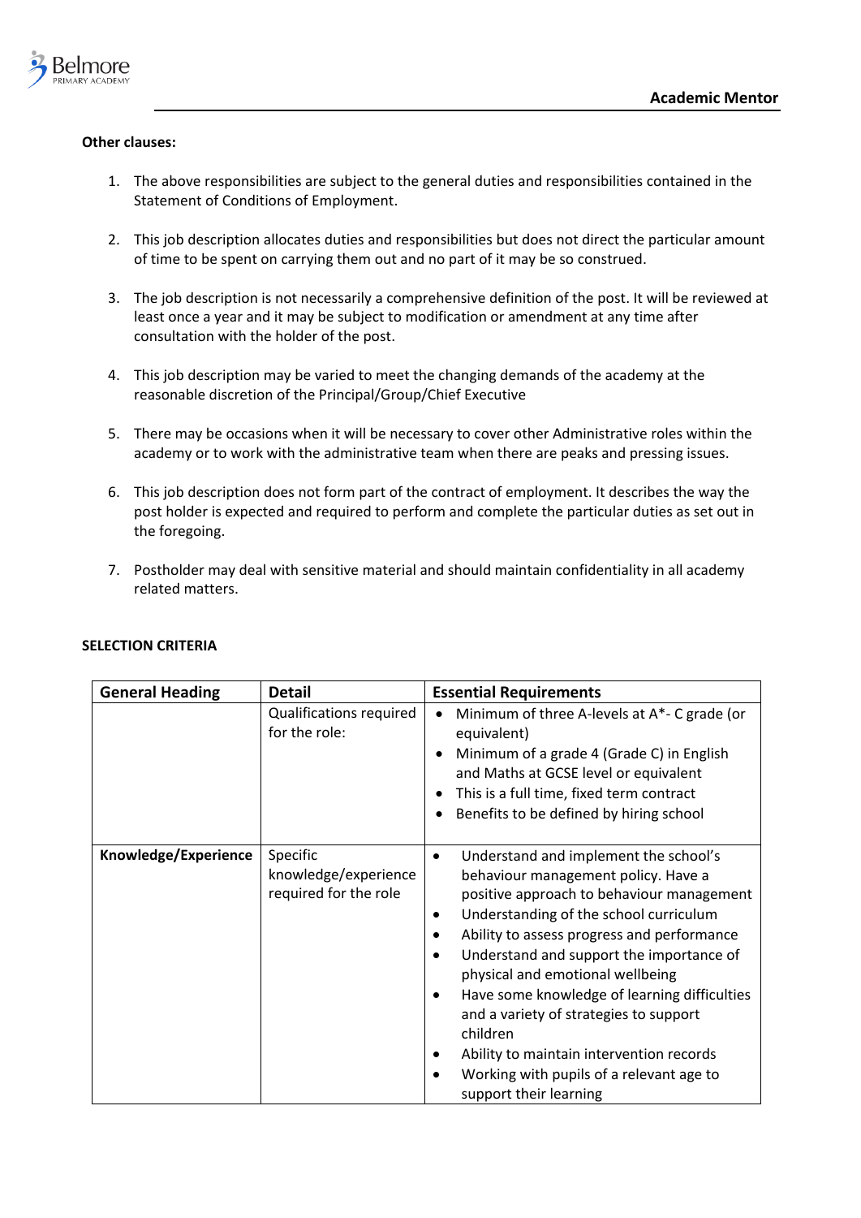**Other clauses:**

1. The above responsibilities are subject to the general duties and responsibilities contained in the Statement of Conditions of Employment.

2. This job description allocates duties and responsibilities but does not direct the particular amount of time to be spent on carrying them out and no part of it may be so construed.

3. The job description is not necessarily a comprehensive definition of the post. It will be reviewed at least once a year and it may be subject to modification or amendment at any time after consultation with the holder of the post.

4. This job description may be varied to meet the changing demands of the academy at the reasonable discretion of the Principal/Group/Chief Executive

5. There may be occasions when it will be necessary to cover other Administrative roles within the academy or to work with the administrative team when there are peaks and pressing issues.

6. This job description does not form part of the contract of employment. It describes the way the post holder is expected and required to perform and complete the particular duties as set out in the foregoing.

7. Postholder may deal with sensitive material and should maintain confidentiality in all academy related matters.

**SELECTION CRITERIA**

| General Heading | Detail | Essential Requirements |
|---|---|---|
| | Qualifications required for the role: | • Minimum of three A-levels at A*- C grade (or equivalent)<br>• Minimum of a grade 4 (Grade C) in English and Maths at GCSE level or equivalent<br>• This is a full time, fixed term contract<br>• Benefits to be defined by hiring school |
| **Knowledge/Experience** | Specific knowledge/experience required for the role | • Understand and implement the school's behaviour management policy. Have a positive approach to behaviour management<br>• Understanding of the school curriculum<br>• Ability to assess progress and performance<br>• Understand and support the importance of physical and emotional wellbeing<br>• Have some knowledge of learning difficulties and a variety of strategies to support children<br>• Ability to maintain intervention records<br>• Working with pupils of a relevant age to support their learning |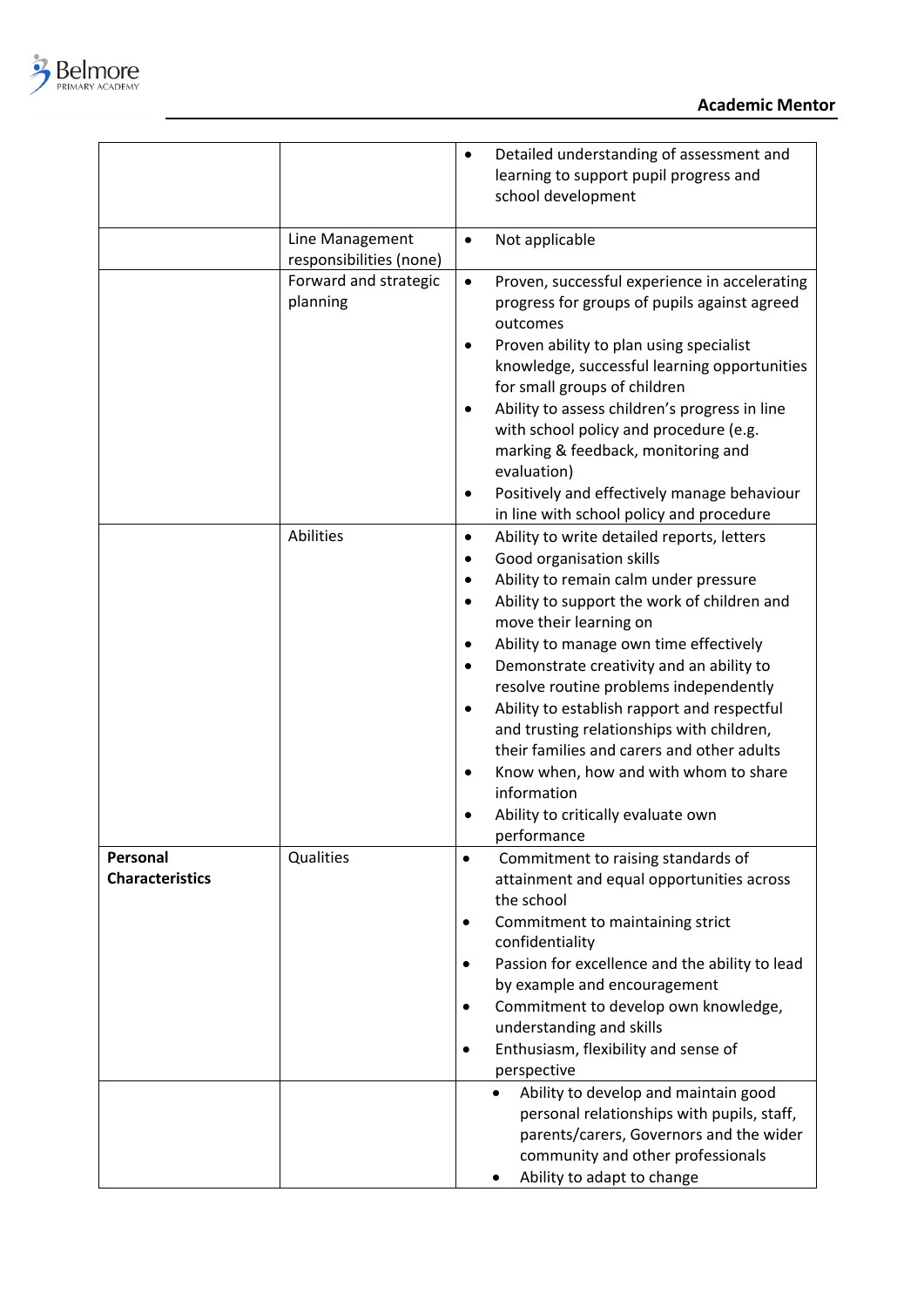| | | |
|---|---|---|
| | | • Detailed understanding of assessment and learning to support pupil progress and school development |
| | Line Management responsibilities (none) | • Not applicable |
| | Forward and strategic planning | • Proven, successful experience in accelerating progress for groups of pupils against agreed outcomes<br>• Proven ability to plan using specialist knowledge, successful learning opportunities for small groups of children<br>• Ability to assess children's progress in line with school policy and procedure (e.g. marking & feedback, monitoring and evaluation)<br>• Positively and effectively manage behaviour in line with school policy and procedure |
| | Abilities | • Ability to write detailed reports, letters<br>• Good organisation skills<br>• Ability to remain calm under pressure<br>• Ability to support the work of children and move their learning on<br>• Ability to manage own time effectively<br>• Demonstrate creativity and an ability to resolve routine problems independently<br>• Ability to establish rapport and respectful and trusting relationships with children, their families and carers and other adults<br>• Know when, how and with whom to share information<br>• Ability to critically evaluate own performance |
| **Personal Characteristics** | Qualities | • Commitment to raising standards of attainment and equal opportunities across the school<br>• Commitment to maintaining strict confidentiality<br>• Passion for excellence and the ability to lead by example and encouragement<br>• Commitment to develop own knowledge, understanding and skills<br>• Enthusiasm, flexibility and sense of perspective |
| | | • Ability to develop and maintain good personal relationships with pupils, staff, parents/carers, Governors and the wider community and other professionals<br>• Ability to adapt to change |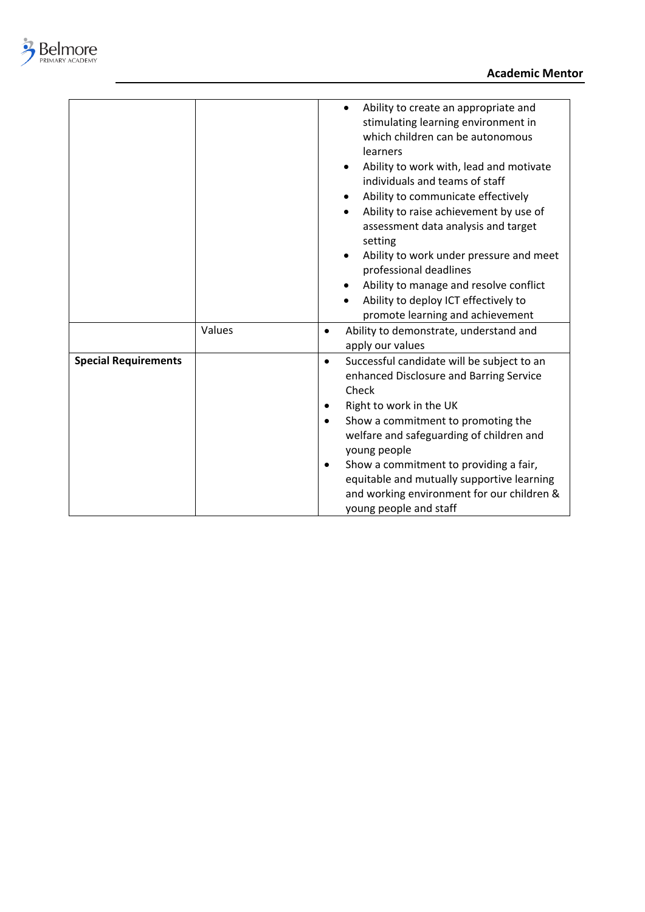| | | |
|---|---|---|
| | | <ul><li>Ability to create an appropriate and stimulating learning environment in which children can be autonomous learners</li><li>Ability to work with, lead and motivate individuals and teams of staff</li><li>Ability to communicate effectively</li><li>Ability to raise achievement by use of assessment data analysis and target setting</li><li>Ability to work under pressure and meet professional deadlines</li><li>Ability to manage and resolve conflict</li><li>Ability to deploy ICT effectively to promote learning and achievement</li></ul> |
| | Values | <ul><li>Ability to demonstrate, understand and apply our values</li></ul> |
| **Special Requirements** | | <ul><li>Successful candidate will be subject to an enhanced Disclosure and Barring Service Check</li><li>Right to work in the UK</li><li>Show a commitment to promoting the welfare and safeguarding of children and young people</li><li>Show a commitment to providing a fair, equitable and mutually supportive learning and working environment for our children & young people and staff</li></ul> |